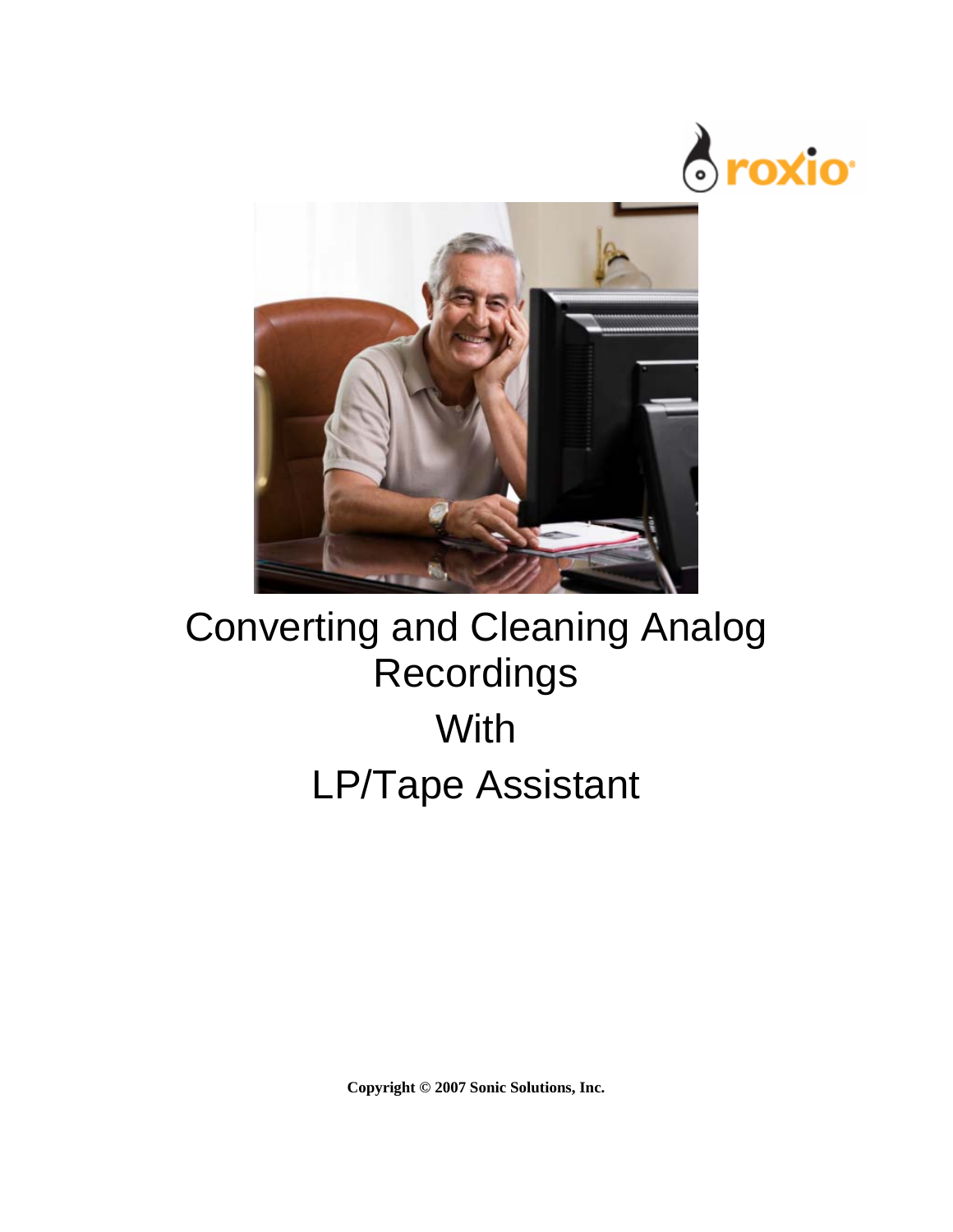# Converting and Cleaning Analog Recordings

# With

# LP/Tape Assistant

**Copyright © 2007 Sonic Solutions, Inc.**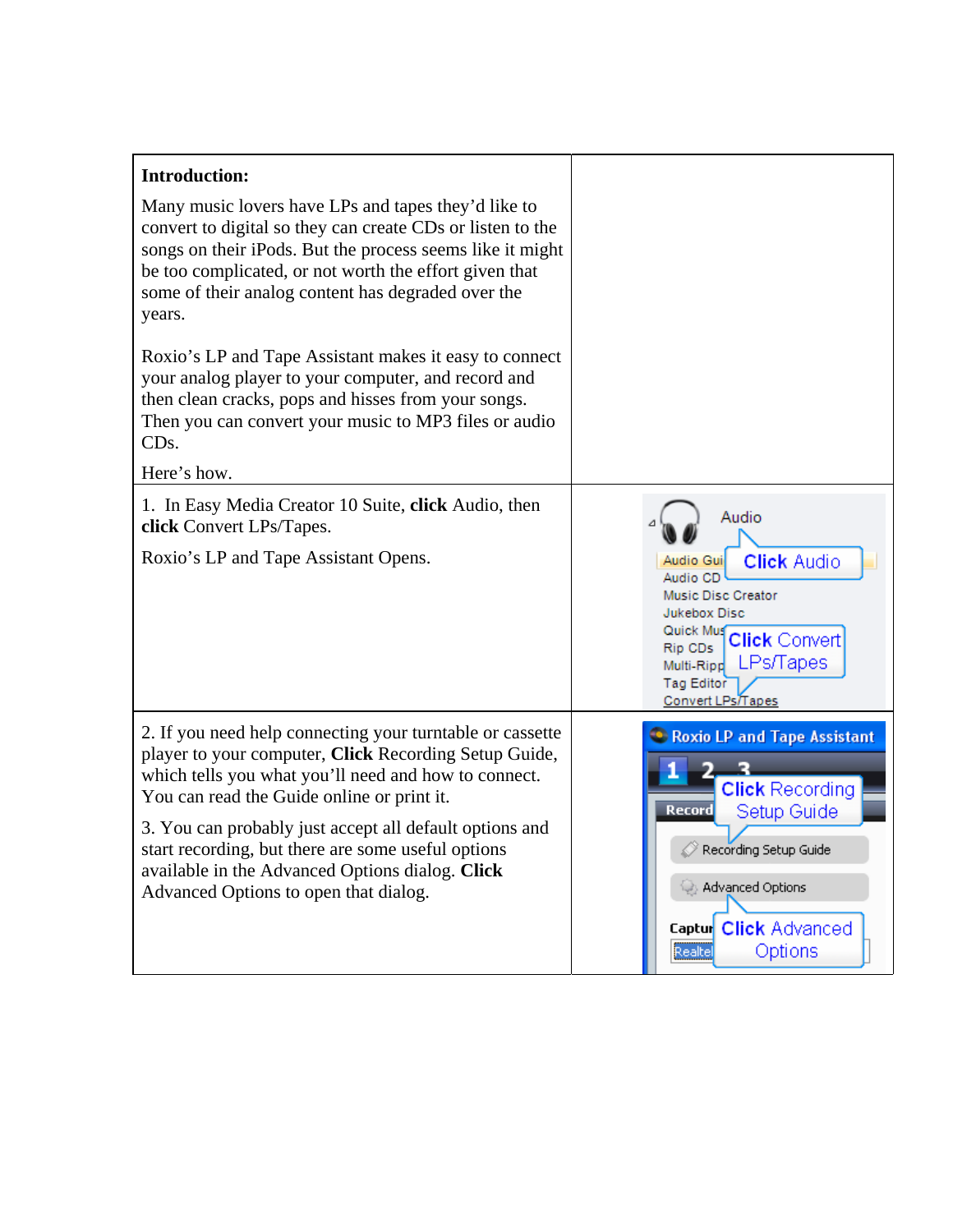| **Introduction:**<br><br>Many music lovers have LPs and tapes they'd like to convert to digital so they can create CDs or listen to the songs on their iPods. But the process seems like it might be too complicated, or not worth the effort given that some of their analog content has degraded over the years.<br><br>Roxio's LP and Tape Assistant makes it easy to connect your analog player to your computer, and record and then clean cracks, pops and hisses from your songs. Then you can convert your music to MP3 files or audio CDs.<br><br>Here's how. | |
|---|---|
| 1. In Easy Media Creator 10 Suite, **click** Audio, then **click** Convert LPs/Tapes.<br><br>Roxio's LP and Tape Assistant Opens. | |
| 2. If you need help connecting your turntable or cassette player to your computer, **Click** Recording Setup Guide, which tells you what you'll need and how to connect. You can read the Guide online or print it.<br><br>3. You can probably just accept all default options and start recording, but there are some useful options available in the Advanced Options dialog. **Click** Advanced Options to open that dialog. | |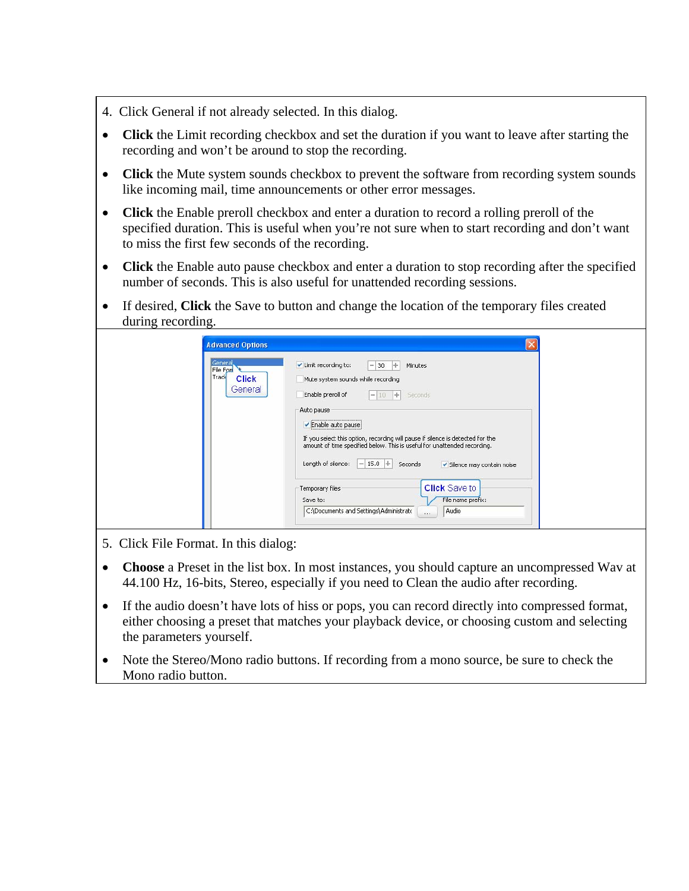4. Click General if not already selected. In this dialog.

- **Click** the Limit recording checkbox and set the duration if you want to leave after starting the recording and won't be around to stop the recording.
- **Click** the Mute system sounds checkbox to prevent the software from recording system sounds like incoming mail, time announcements or other error messages.
- **Click** the Enable preroll checkbox and enter a duration to record a rolling preroll of the specified duration. This is useful when you're not sure when to start recording and don't want to miss the first few seconds of the recording.
- **Click** the Enable auto pause checkbox and enter a duration to stop recording after the specified number of seconds. This is also useful for unattended recording sessions.
- If desired, **Click** the Save to button and change the location of the temporary files created during recording.

5. Click File Format. In this dialog:

- **Choose** a Preset in the list box. In most instances, you should capture an uncompressed Wav at 44.100 Hz, 16-bits, Stereo, especially if you need to Clean the audio after recording.
- If the audio doesn't have lots of hiss or pops, you can record directly into compressed format, either choosing a preset that matches your playback device, or choosing custom and selecting the parameters yourself.
- Note the Stereo/Mono radio buttons. If recording from a mono source, be sure to check the Mono radio button.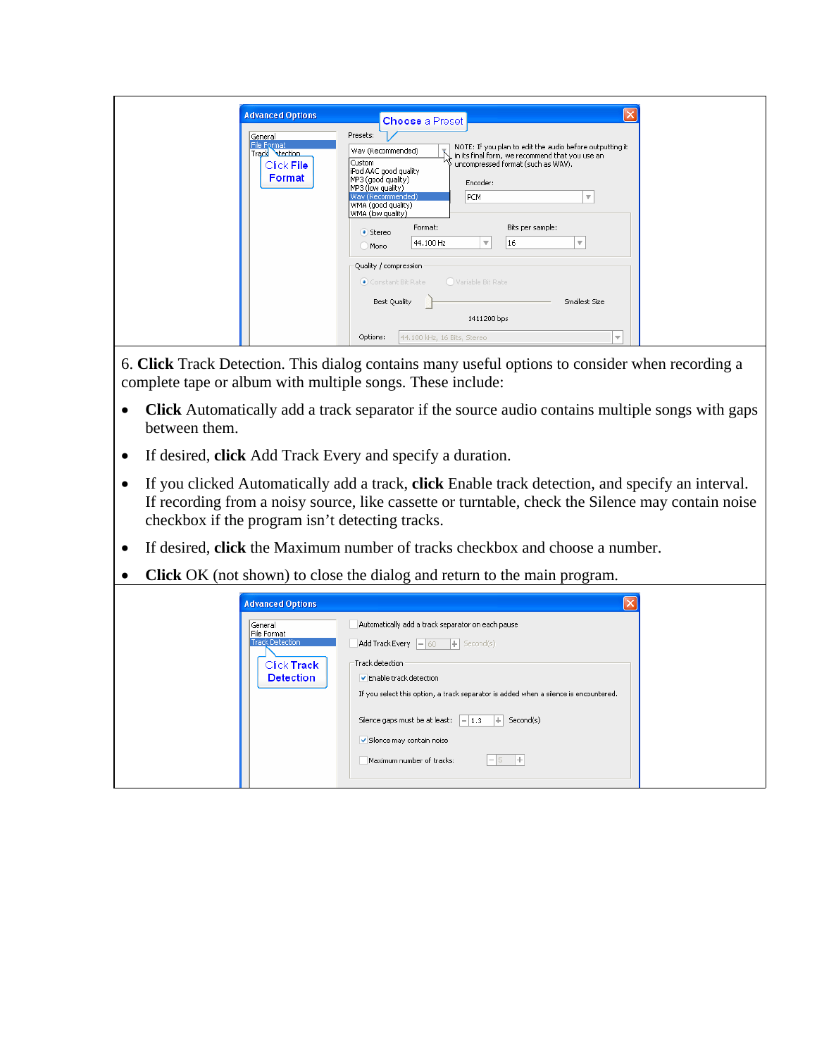6. **Click** Track Detection. This dialog contains many useful options to consider when recording a complete tape or album with multiple songs. These include:

- **Click** Automatically add a track separator if the source audio contains multiple songs with gaps between them.
- If desired, **click** Add Track Every and specify a duration.
- If you clicked Automatically add a track, **click** Enable track detection, and specify an interval. If recording from a noisy source, like cassette or turntable, check the Silence may contain noise checkbox if the program isn't detecting tracks.
- If desired, **click** the Maximum number of tracks checkbox and choose a number.
- **Click** OK (not shown) to close the dialog and return to the main program.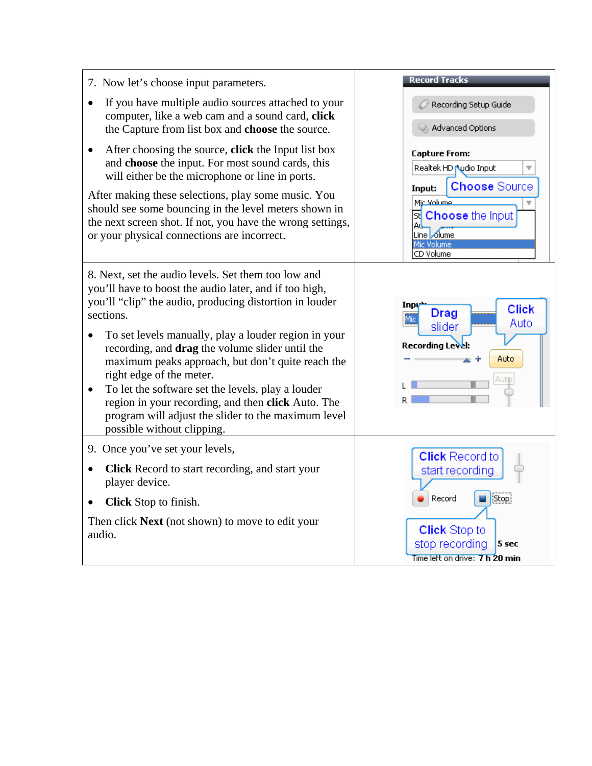7. Now let's choose input parameters.

- If you have multiple audio sources attached to your computer, like a web cam and a sound card, **click** the Capture from list box and **choose** the source.
- After choosing the source, **click** the Input list box and **choose** the input. For most sound cards, this will either be the microphone or line in ports.

After making these selections, play some music. You should see some bouncing in the level meters shown in the next screen shot. If not, you have the wrong settings, or your physical connections are incorrect.

8. Next, set the audio levels. Set them too low and you'll have to boost the audio later, and if too high, you'll "clip" the audio, producing distortion in louder sections.

- To set levels manually, play a louder region in your recording, and **drag** the volume slider until the maximum peaks approach, but don't quite reach the right edge of the meter.
- To let the software set the levels, play a louder region in your recording, and then **click** Auto. The program will adjust the slider to the maximum level possible without clipping.

9. Once you've set your levels,

- **Click** Record to start recording, and start your player device.
- **Click** Stop to finish.

Then click **Next** (not shown) to move to edit your audio.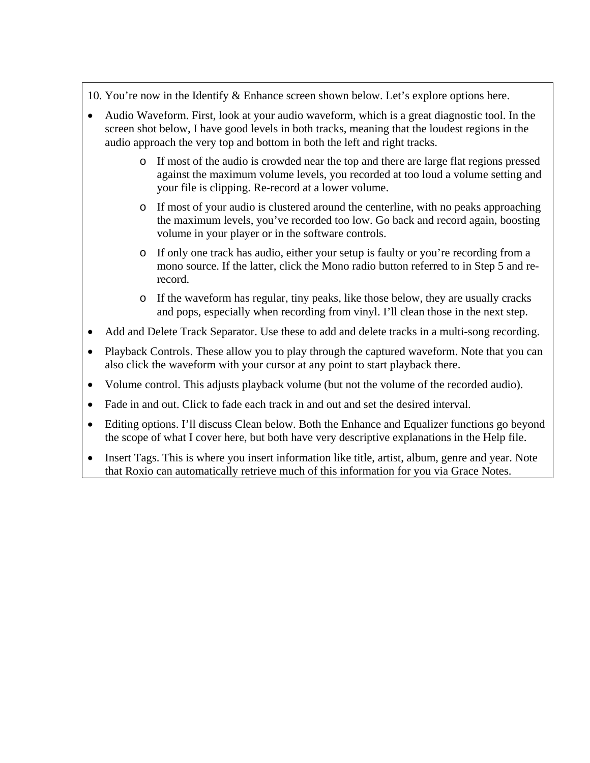10. You’re now in the Identify & Enhance screen shown below. Let’s explore options here.

- Audio Waveform. First, look at your audio waveform, which is a great diagnostic tool. In the screen shot below, I have good levels in both tracks, meaning that the loudest regions in the audio approach the very top and bottom in both the left and right tracks.
    - If most of the audio is crowded near the top and there are large flat regions pressed against the maximum volume levels, you recorded at too loud a volume setting and your file is clipping. Re-record at a lower volume.
    - If most of your audio is clustered around the centerline, with no peaks approaching the maximum levels, you’ve recorded too low. Go back and record again, boosting volume in your player or in the software controls.
    - If only one track has audio, either your setup is faulty or you’re recording from a mono source. If the latter, click the Mono radio button referred to in Step 5 and re-record.
    - If the waveform has regular, tiny peaks, like those below, they are usually cracks and pops, especially when recording from vinyl. I’ll clean those in the next step.
- Add and Delete Track Separator. Use these to add and delete tracks in a multi-song recording.
- Playback Controls. These allow you to play through the captured waveform. Note that you can also click the waveform with your cursor at any point to start playback there.
- Volume control. This adjusts playback volume (but not the volume of the recorded audio).
- Fade in and out. Click to fade each track in and out and set the desired interval.
- Editing options. I’ll discuss Clean below. Both the Enhance and Equalizer functions go beyond the scope of what I cover here, but both have very descriptive explanations in the Help file.
- Insert Tags. This is where you insert information like title, artist, album, genre and year. Note that Roxio can automatically retrieve much of this information for you via Grace Notes.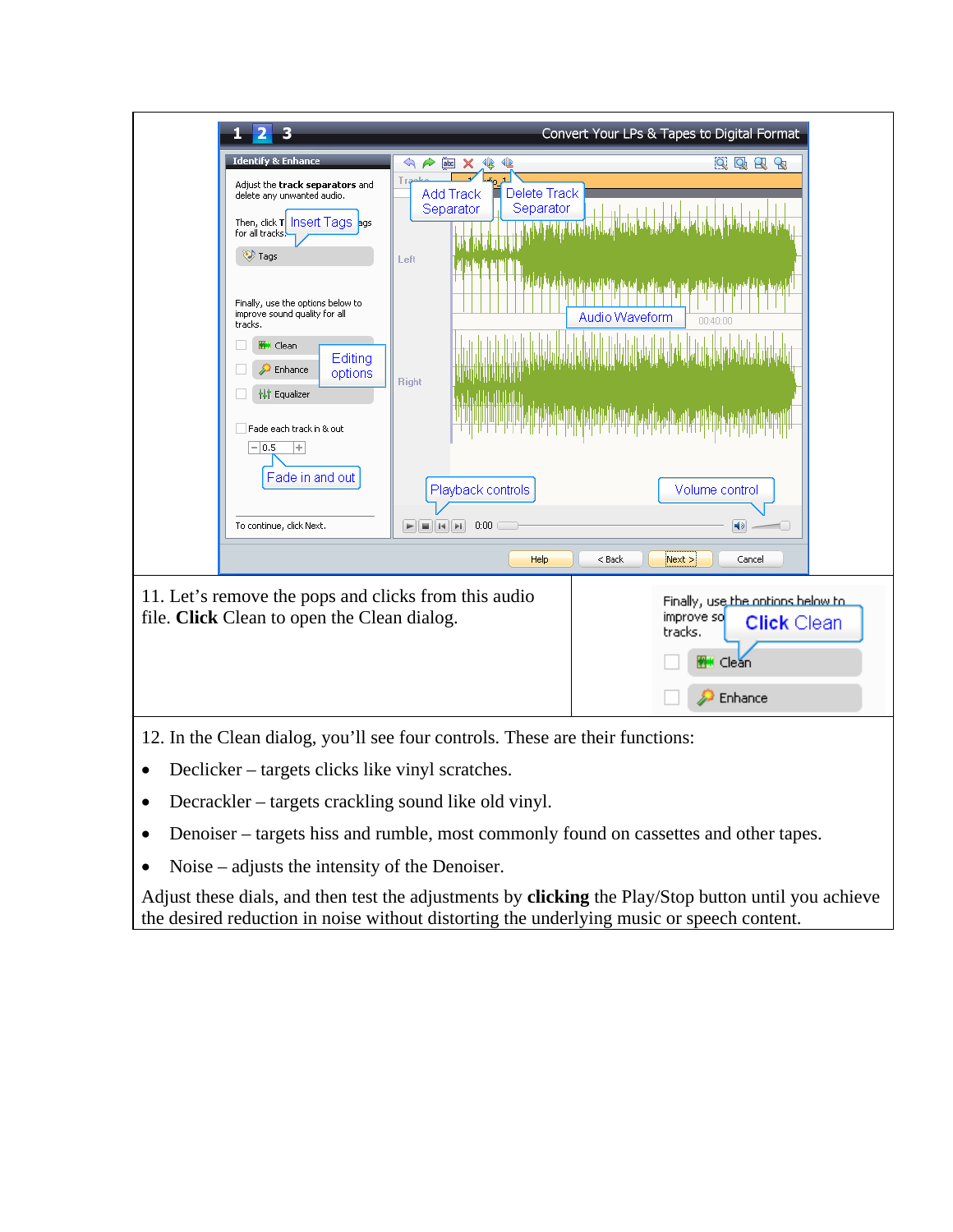11. Let's remove the pops and clicks from this audio file. **Click** Clean to open the Clean dialog.

12. In the Clean dialog, you'll see four controls. These are their functions:

- Declicker – targets clicks like vinyl scratches.
- Decrackler – targets crackling sound like old vinyl.
- Denoiser – targets hiss and rumble, most commonly found on cassettes and other tapes.
- Noise – adjusts the intensity of the Denoiser.

Adjust these dials, and then test the adjustments by **clicking** the Play/Stop button until you achieve the desired reduction in noise without distorting the underlying music or speech content.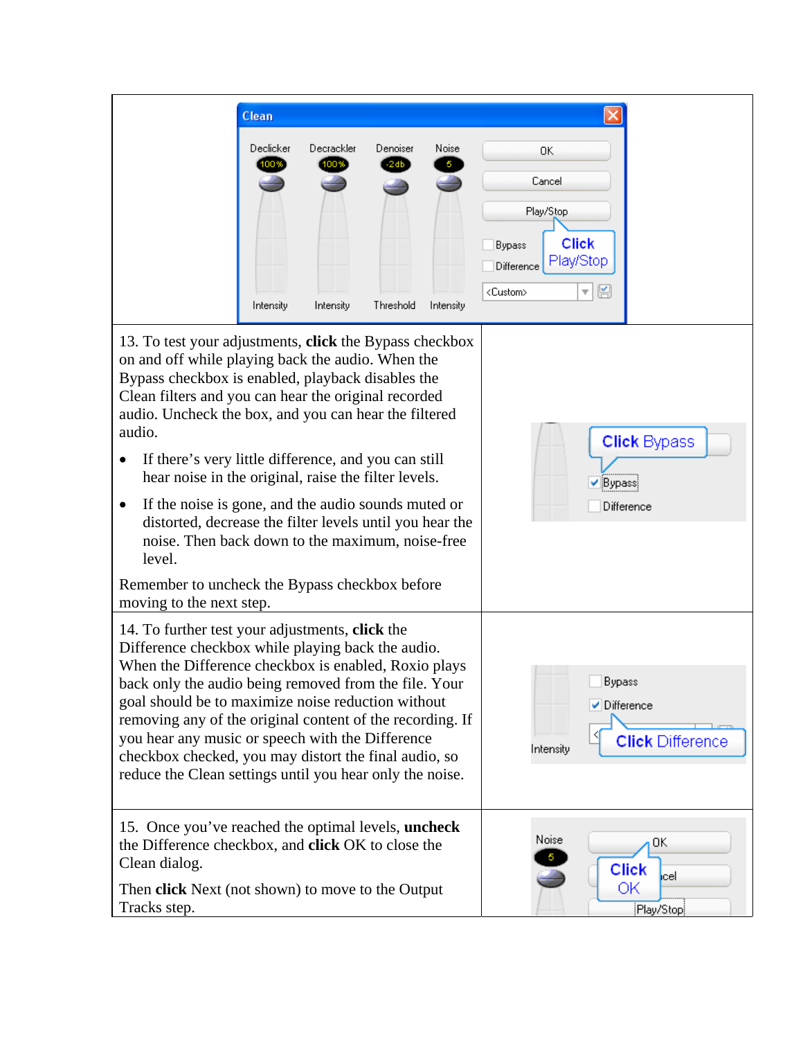13. To test your adjustments, **click** the Bypass checkbox on and off while playing back the audio. When the Bypass checkbox is enabled, playback disables the Clean filters and you can hear the original recorded audio. Uncheck the box, and you can hear the filtered audio.

- If there's very little difference, and you can still hear noise in the original, raise the filter levels.
- If the noise is gone, and the audio sounds muted or distorted, decrease the filter levels until you hear the noise. Then back down to the maximum, noise-free level.

Remember to uncheck the Bypass checkbox before moving to the next step.

14. To further test your adjustments, **click** the Difference checkbox while playing back the audio. When the Difference checkbox is enabled, Roxio plays back only the audio being removed from the file. Your goal should be to maximize noise reduction without removing any of the original content of the recording. If you hear any music or speech with the Difference checkbox checked, you may distort the final audio, so reduce the Clean settings until you hear only the noise.

15. Once you've reached the optimal levels, **uncheck** the Difference checkbox, and **click** OK to close the Clean dialog.

Then **click** Next (not shown) to move to the Output Tracks step.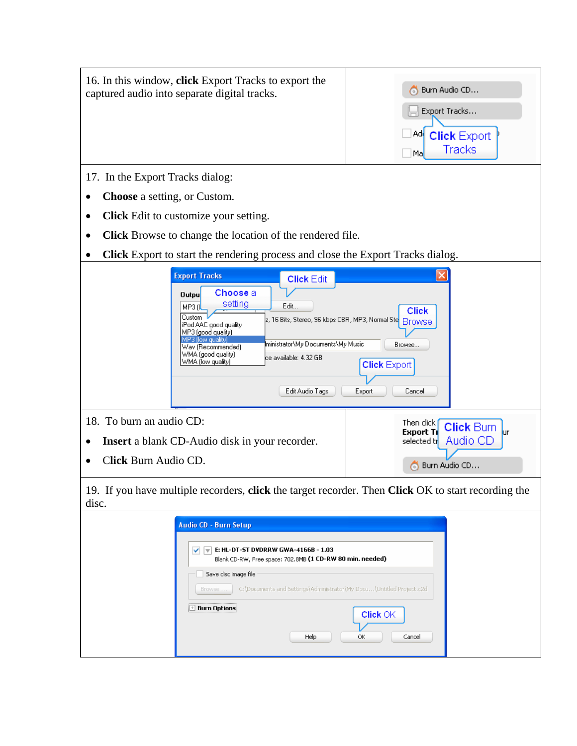16. In this window, **click** Export Tracks to export the captured audio into separate digital tracks.

17. In the Export Tracks dialog:

- **Choose** a setting, or Custom.
- **Click** Edit to customize your setting.
- **Click** Browse to change the location of the rendered file.
- **Click** Export to start the rendering process and close the Export Tracks dialog.

18. To burn an audio CD:

- **Insert** a blank CD-Audio disk in your recorder.
- Click Burn Audio CD.

19. If you have multiple recorders, **click** the target recorder. Then **Click** OK to start recording the disc.